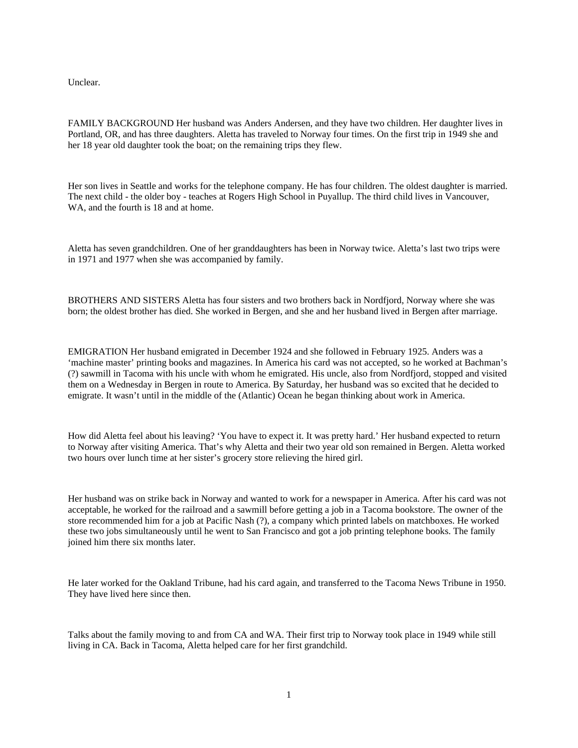Unclear.

FAMILY BACKGROUND Her husband was Anders Andersen, and they have two children. Her daughter lives in Portland, OR, and has three daughters. Aletta has traveled to Norway four times. On the first trip in 1949 she and her 18 year old daughter took the boat; on the remaining trips they flew.

Her son lives in Seattle and works for the telephone company. He has four children. The oldest daughter is married. The next child - the older boy - teaches at Rogers High School in Puyallup. The third child lives in Vancouver, WA, and the fourth is 18 and at home.

Aletta has seven grandchildren. One of her granddaughters has been in Norway twice. Aletta's last two trips were in 1971 and 1977 when she was accompanied by family.

BROTHERS AND SISTERS Aletta has four sisters and two brothers back in Nordfjord, Norway where she was born; the oldest brother has died. She worked in Bergen, and she and her husband lived in Bergen after marriage.

EMIGRATION Her husband emigrated in December 1924 and she followed in February 1925. Anders was a 'machine master' printing books and magazines. In America his card was not accepted, so he worked at Bachman's (?) sawmill in Tacoma with his uncle with whom he emigrated. His uncle, also from Nordfjord, stopped and visited them on a Wednesday in Bergen in route to America. By Saturday, her husband was so excited that he decided to emigrate. It wasn't until in the middle of the (Atlantic) Ocean he began thinking about work in America.

How did Aletta feel about his leaving? 'You have to expect it. It was pretty hard.' Her husband expected to return to Norway after visiting America. That's why Aletta and their two year old son remained in Bergen. Aletta worked two hours over lunch time at her sister's grocery store relieving the hired girl.

Her husband was on strike back in Norway and wanted to work for a newspaper in America. After his card was not acceptable, he worked for the railroad and a sawmill before getting a job in a Tacoma bookstore. The owner of the store recommended him for a job at Pacific Nash (?), a company which printed labels on matchboxes. He worked these two jobs simultaneously until he went to San Francisco and got a job printing telephone books. The family joined him there six months later.

He later worked for the Oakland Tribune, had his card again, and transferred to the Tacoma News Tribune in 1950. They have lived here since then.

Talks about the family moving to and from CA and WA. Their first trip to Norway took place in 1949 while still living in CA. Back in Tacoma, Aletta helped care for her first grandchild.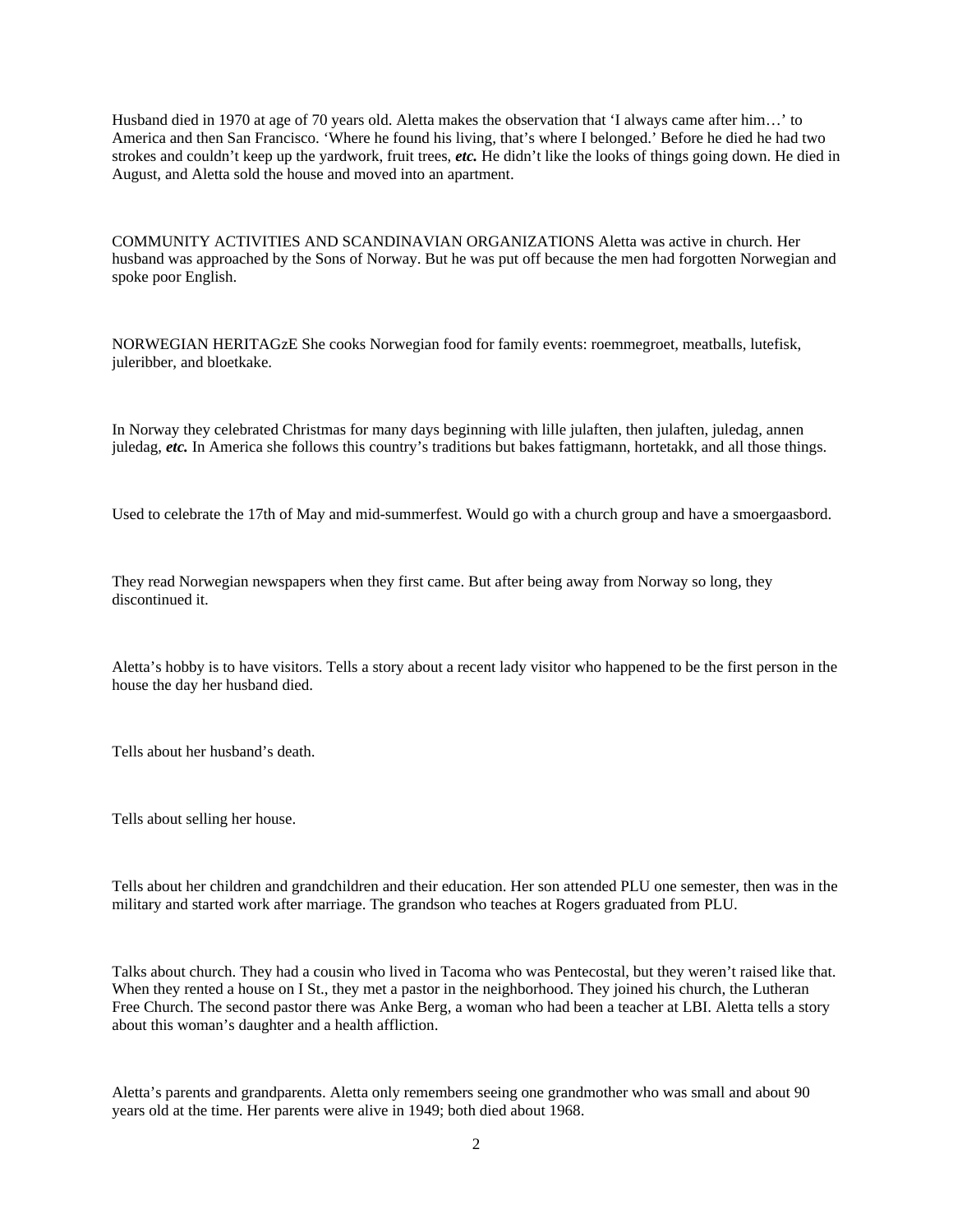Husband died in 1970 at age of 70 years old. Aletta makes the observation that ‘I always came after him…’ to America and then San Francisco. ‘Where he found his living, that’s where I belonged.’ Before he died he had two strokes and couldn’t keep up the yardwork, fruit trees, ***etc.*** He didn’t like the looks of things going down. He died in August, and Aletta sold the house and moved into an apartment.

COMMUNITY ACTIVITIES AND SCANDINAVIAN ORGANIZATIONS Aletta was active in church. Her husband was approached by the Sons of Norway. But he was put off because the men had forgotten Norwegian and spoke poor English.

NORWEGIAN HERITAGzE She cooks Norwegian food for family events: roemmegroet, meatballs, lutefisk, juleribber, and bloetkake.

In Norway they celebrated Christmas for many days beginning with lille julaften, then julaften, juledag, annen juledag, ***etc.*** In America she follows this country’s traditions but bakes fattigmann, hortetakk, and all those things.

Used to celebrate the 17th of May and mid-summerfest. Would go with a church group and have a smoergaasbord.

They read Norwegian newspapers when they first came. But after being away from Norway so long, they discontinued it.

Aletta’s hobby is to have visitors. Tells a story about a recent lady visitor who happened to be the first person in the house the day her husband died.

Tells about her husband’s death.

Tells about selling her house.

Tells about her children and grandchildren and their education. Her son attended PLU one semester, then was in the military and started work after marriage. The grandson who teaches at Rogers graduated from PLU.

Talks about church. They had a cousin who lived in Tacoma who was Pentecostal, but they weren’t raised like that. When they rented a house on I St., they met a pastor in the neighborhood. They joined his church, the Lutheran Free Church. The second pastor there was Anke Berg, a woman who had been a teacher at LBI. Aletta tells a story about this woman’s daughter and a health affliction.

Aletta’s parents and grandparents. Aletta only remembers seeing one grandmother who was small and about 90 years old at the time. Her parents were alive in 1949; both died about 1968.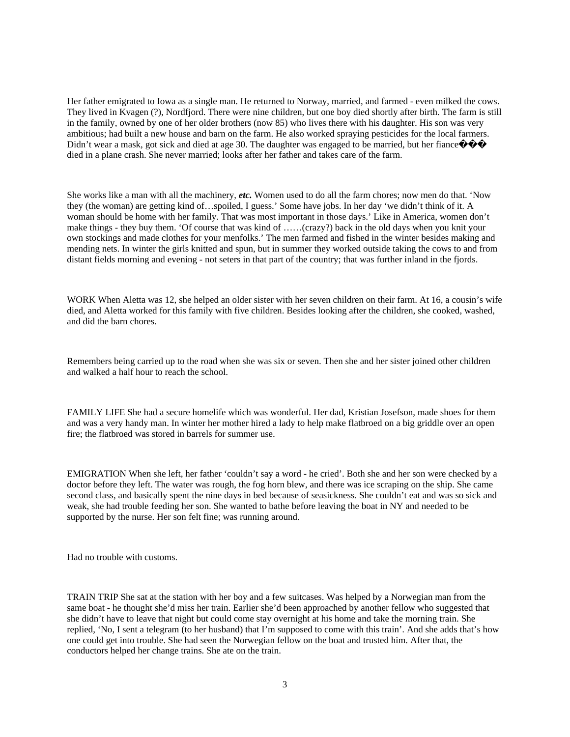Her father emigrated to Iowa as a single man. He returned to Norway, married, and farmed - even milked the cows. They lived in Kvagen (?), Nordfjord. There were nine children, but one boy died shortly after birth. The farm is still in the family, owned by one of her older brothers (now 85) who lives there with his daughter. His son was very ambitious; had built a new house and barn on the farm. He also worked spraying pesticides for the local farmers. Didn't wear a mask, got sick and died at age 30. The daughter was engaged to be married, but her fiance��� died in a plane crash. She never married; looks after her father and takes care of the farm.

She works like a man with all the machinery, ***etc.*** Women used to do all the farm chores; now men do that. 'Now they (the woman) are getting kind of…spoiled, I guess.' Some have jobs. In her day 'we didn't think of it. A woman should be home with her family. That was most important in those days.' Like in America, women don't make things - they buy them. 'Of course that was kind of ……(crazy?) back in the old days when you knit your own stockings and made clothes for your menfolks.' The men farmed and fished in the winter besides making and mending nets. In winter the girls knitted and spun, but in summer they worked outside taking the cows to and from distant fields morning and evening - not seters in that part of the country; that was further inland in the fjords.

WORK When Aletta was 12, she helped an older sister with her seven children on their farm. At 16, a cousin's wife died, and Aletta worked for this family with five children. Besides looking after the children, she cooked, washed, and did the barn chores.

Remembers being carried up to the road when she was six or seven. Then she and her sister joined other children and walked a half hour to reach the school.

FAMILY LIFE She had a secure homelife which was wonderful. Her dad, Kristian Josefson, made shoes for them and was a very handy man. In winter her mother hired a lady to help make flatbroed on a big griddle over an open fire; the flatbroed was stored in barrels for summer use.

EMIGRATION When she left, her father 'couldn't say a word - he cried'. Both she and her son were checked by a doctor before they left. The water was rough, the fog horn blew, and there was ice scraping on the ship. She came second class, and basically spent the nine days in bed because of seasickness. She couldn't eat and was so sick and weak, she had trouble feeding her son. She wanted to bathe before leaving the boat in NY and needed to be supported by the nurse. Her son felt fine; was running around.

Had no trouble with customs.

TRAIN TRIP She sat at the station with her boy and a few suitcases. Was helped by a Norwegian man from the same boat - he thought she'd miss her train. Earlier she'd been approached by another fellow who suggested that she didn't have to leave that night but could come stay overnight at his home and take the morning train. She replied, 'No, I sent a telegram (to her husband) that I'm supposed to come with this train'. And she adds that's how one could get into trouble. She had seen the Norwegian fellow on the boat and trusted him. After that, the conductors helped her change trains. She ate on the train.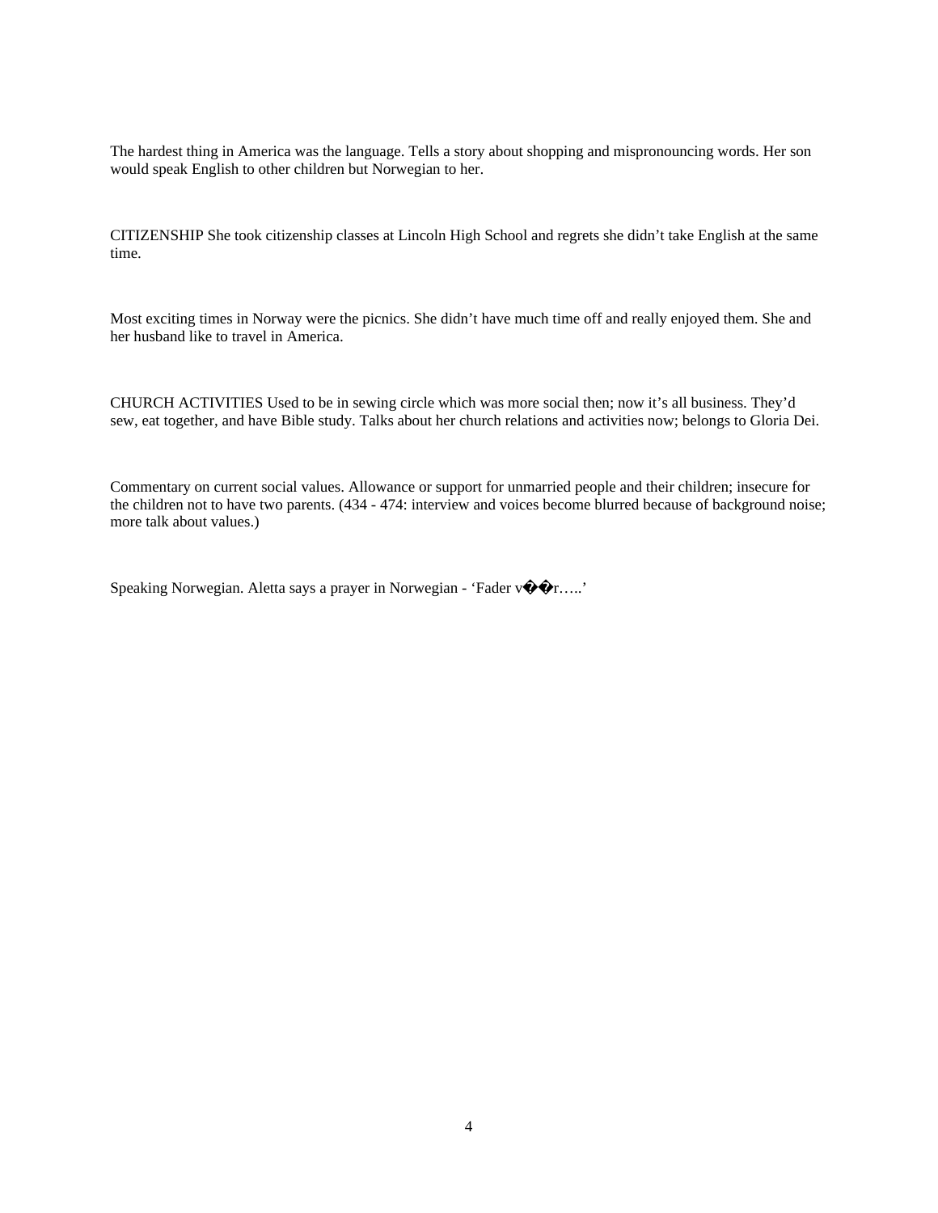The hardest thing in America was the language. Tells a story about shopping and mispronouncing words. Her son would speak English to other children but Norwegian to her.

CITIZENSHIP She took citizenship classes at Lincoln High School and regrets she didn't take English at the same time.

Most exciting times in Norway were the picnics. She didn't have much time off and really enjoyed them. She and her husband like to travel in America.

CHURCH ACTIVITIES Used to be in sewing circle which was more social then; now it's all business. They'd sew, eat together, and have Bible study. Talks about her church relations and activities now; belongs to Gloria Dei.

Commentary on current social values. Allowance or support for unmarried people and their children; insecure for the children not to have two parents. (434 - 474: interview and voices become blurred because of background noise; more talk about values.)

Speaking Norwegian. Aletta says a prayer in Norwegian - 'Fader v��r…..'